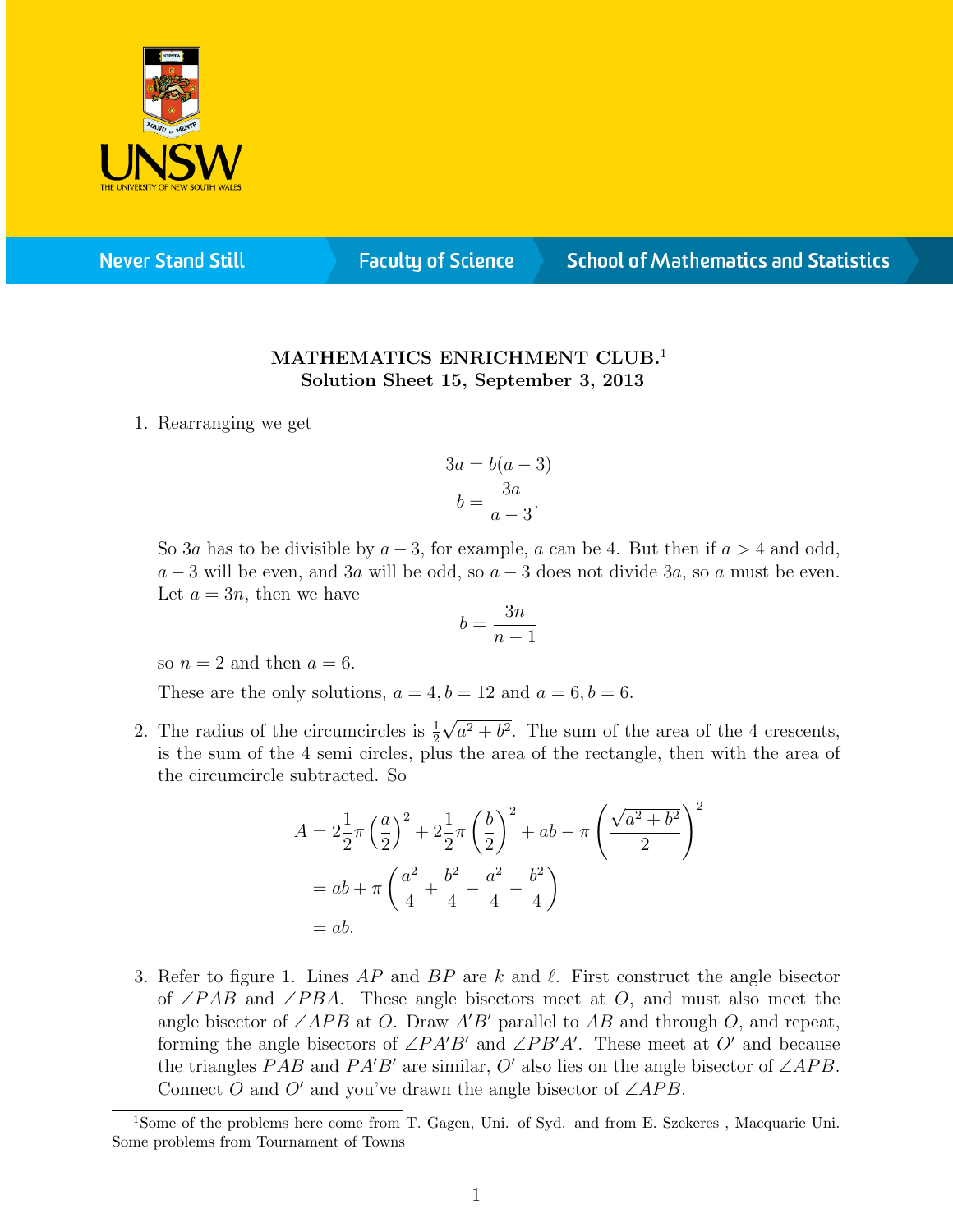**MATHEMATICS ENRICHMENT CLUB.**[1]
**Solution Sheet 15, September 3, 2013**

1. Rearranging we get

$$3a = b(a-3)$$
$$b = \frac{3a}{a-3}.$$

So $3a$ has to be divisible by $a-3$, for example, $a$ can be 4. But then if $a > 4$ and odd, $a-3$ will be even, and $3a$ will be odd, so $a-3$ does not divide $3a$, so $a$ must be even. Let $a = 3n$, then we have

$$b = \frac{3n}{n-1}$$

so $n = 2$ and then $a = 6$.

These are the only solutions, $a = 4, b = 12$ and $a = 6, b = 6$.

2. The radius of the circumcircles is $\frac{1}{2}\sqrt{a^2+b^2}$. The sum of the area of the 4 crescents, is the sum of the 4 semi circles, plus the area of the rectangle, then with the area of the circumcircle subtracted. So

$$\begin{aligned} A &= 2\frac{1}{2}\pi\left(\frac{a}{2}\right)^2 + 2\frac{1}{2}\pi\left(\frac{b}{2}\right)^2 + ab - \pi\left(\frac{\sqrt{a^2+b^2}}{2}\right)^2 \\ &= ab + \pi\left(\frac{a^2}{4} + \frac{b^2}{4} - \frac{a^2}{4} - \frac{b^2}{4}\right) \\ &= ab. \end{aligned}$$

3. Refer to figure 1. Lines $AP$ and $BP$ are $k$ and $\ell$. First construct the angle bisector of $\angle PAB$ and $\angle PBA$. These angle bisectors meet at $O$, and must also meet the angle bisector of $\angle APB$ at $O$. Draw $A'B'$ parallel to $AB$ and through $O$, and repeat, forming the angle bisectors of $\angle PA'B'$ and $\angle PB'A'$. These meet at $O'$ and because the triangles $PAB$ and $PA'B'$ are similar, $O'$ also lies on the angle bisector of $\angle APB$. Connect $O$ and $O'$ and you've drawn the angle bisector of $\angle APB$.

---

[1] Some of the problems here come from T. Gagen, Uni. of Syd. and from E. Szekeres , Macquarie Uni. Some problems from Tournament of Towns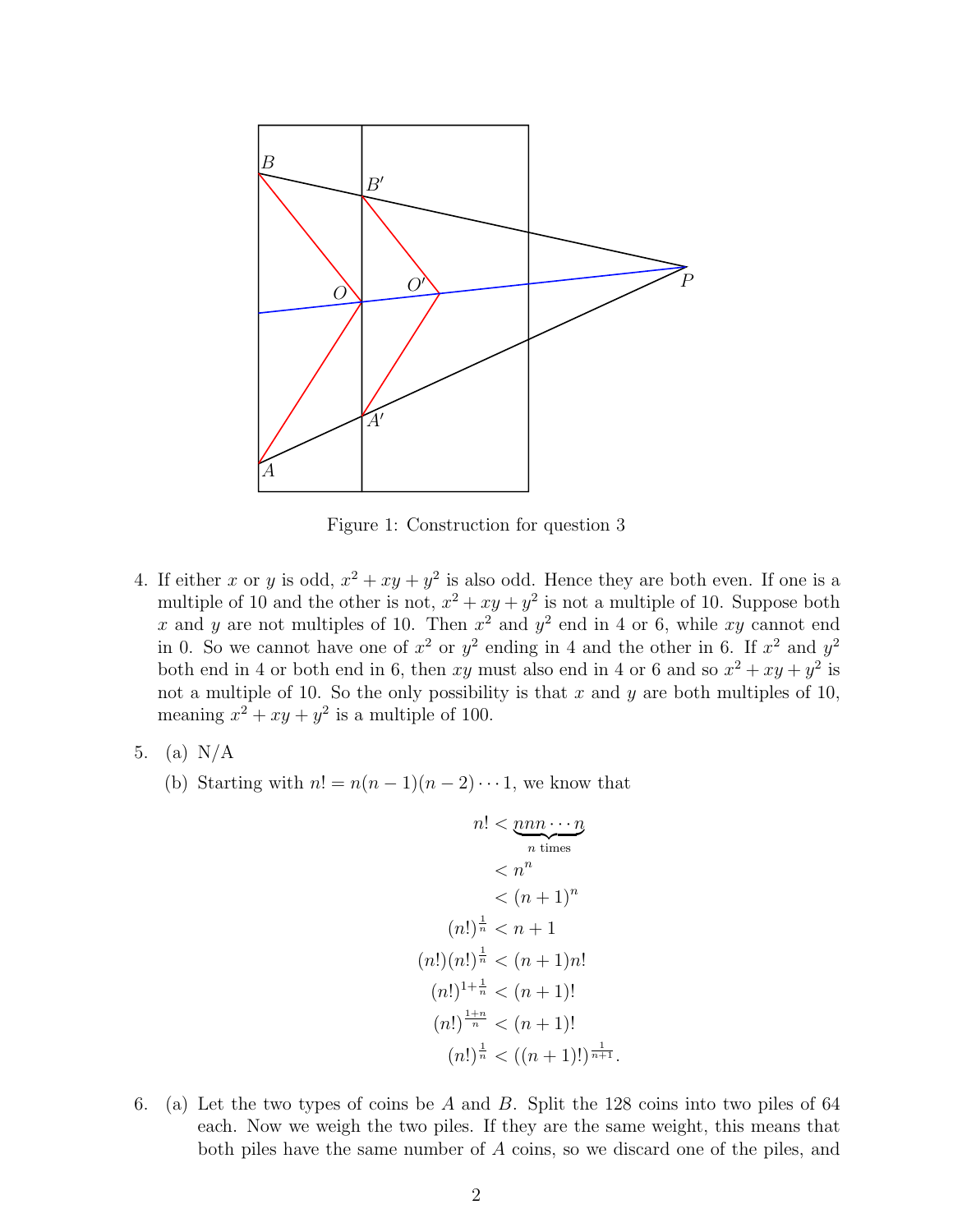Figure 1: Construction for question 3

4. If either $x$ or $y$ is odd, $x^2 + xy + y^2$ is also odd. Hence they are both even. If one is a multiple of 10 and the other is not, $x^2 + xy + y^2$ is not a multiple of 10. Suppose both $x$ and $y$ are not multiples of 10. Then $x^2$ and $y^2$ end in 4 or 6, while $xy$ cannot end in 0. So we cannot have one of $x^2$ or $y^2$ ending in 4 and the other in 6. If $x^2$ and $y^2$ both end in 4 or both end in 6, then $xy$ must also end in 4 or 6 and so $x^2 + xy + y^2$ is not a multiple of 10. So the only possibility is that $x$ and $y$ are both multiples of 10, meaning $x^2 + xy + y^2$ is a multiple of 100.

5. (a) N/A

   (b) Starting with $n! = n(n-1)(n-2)\cdots 1$, we know that

$$
\begin{aligned}
n! &< \underbrace{nnn\cdots n}_{n \text{ times}} \\
&< n^n \\
&< (n+1)^n \\
(n!)^{\frac{1}{n}} &< n+1 \\
(n!)(n!)^{\frac{1}{n}} &< (n+1)n! \\
(n!)^{1+\frac{1}{n}} &< (n+1)! \\
(n!)^{\frac{1+n}{n}} &< (n+1)! \\
(n!)^{\frac{1}{n}} &< ((n+1)!)^{\frac{1}{n+1}}.
\end{aligned}
$$

6. (a) Let the two types of coins be $A$ and $B$. Split the 128 coins into two piles of 64 each. Now we weigh the two piles. If they are the same weight, this means that both piles have the same number of $A$ coins, so we discard one of the piles, and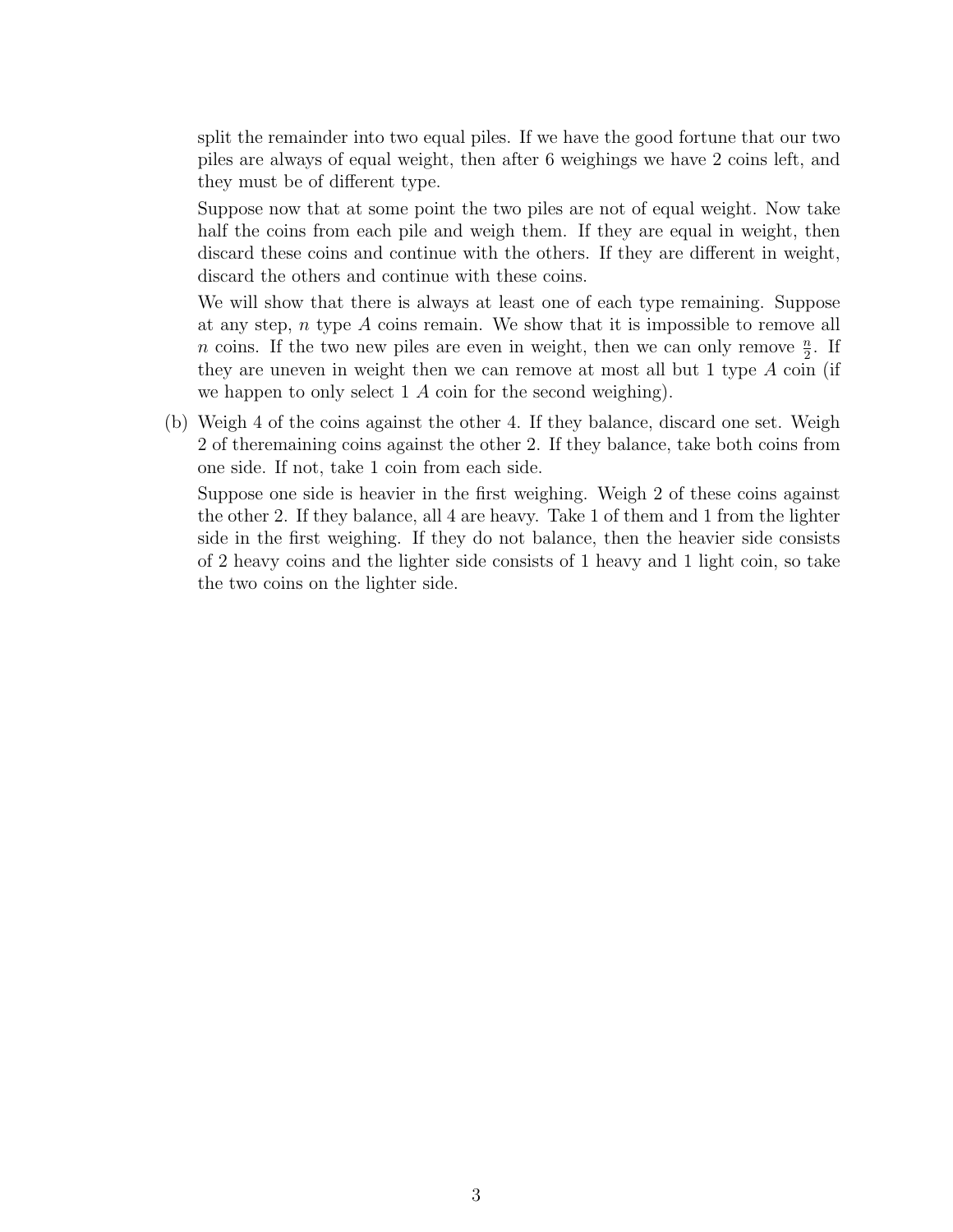split the remainder into two equal piles. If we have the good fortune that our two piles are always of equal weight, then after 6 weighings we have 2 coins left, and they must be of different type.

Suppose now that at some point the two piles are not of equal weight. Now take half the coins from each pile and weigh them. If they are equal in weight, then discard these coins and continue with the others. If they are different in weight, discard the others and continue with these coins.

We will show that there is always at least one of each type remaining. Suppose at any step, $n$ type $A$ coins remain. We show that it is impossible to remove all $n$ coins. If the two new piles are even in weight, then we can only remove $\frac{n}{2}$. If they are uneven in weight then we can remove at most all but 1 type $A$ coin (if we happen to only select 1 $A$ coin for the second weighing).

(b) Weigh 4 of the coins against the other 4. If they balance, discard one set. Weigh 2 of theremaining coins against the other 2. If they balance, take both coins from one side. If not, take 1 coin from each side.

Suppose one side is heavier in the first weighing. Weigh 2 of these coins against the other 2. If they balance, all 4 are heavy. Take 1 of them and 1 from the lighter side in the first weighing. If they do not balance, then the heavier side consists of 2 heavy coins and the lighter side consists of 1 heavy and 1 light coin, so take the two coins on the lighter side.